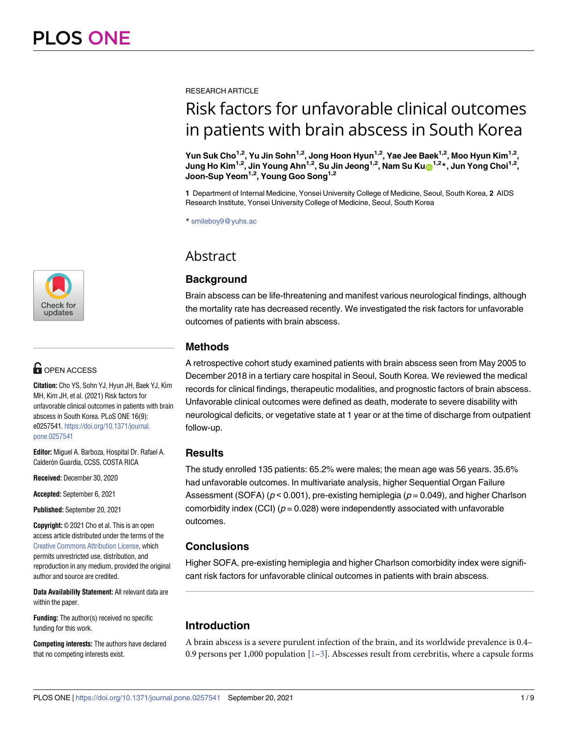RESEARCH ARTICLE

# Risk factors for unfavorable clinical outcomes in patients with brain abscess in South Korea

**Yun Suk Cho[1,2], Yu Jin Sohn[1,2], Jong Hoon Hyun[1,2], Yae Jee Baek[1,2], Moo Hyun Kim[1,2], Jung Ho Kim[1,2], Jin Young Ahn[1,2], Su Jin Jeong[1,2], Nam Su Ku[1,2]*, Jun Yong Choi[1,2], Joon-Sup Yeom[1,2], Young Goo Song[1,2]**

**1** Department of Internal Medicine, Yonsei University College of Medicine, Seoul, South Korea, **2** AIDS Research Institute, Yonsei University College of Medicine, Seoul, South Korea

* smileboy9@yuhs.ac

OPEN ACCESS

**Citation:** Cho YS, Sohn YJ, Hyun JH, Baek YJ, Kim MH, Kim JH, et al. (2021) Risk factors for unfavorable clinical outcomes in patients with brain abscess in South Korea. PLoS ONE 16(9): e0257541. https://doi.org/10.1371/journal.pone.0257541

**Editor:** Miguel A. Barboza, Hospital Dr. Rafael A. Calderón Guardia, CCSS, COSTA RICA

**Received:** December 30, 2020

**Accepted:** September 6, 2021

**Published:** September 20, 2021

**Copyright:** © 2021 Cho et al. This is an open access article distributed under the terms of the Creative Commons Attribution License, which permits unrestricted use, distribution, and reproduction in any medium, provided the original author and source are credited.

**Data Availability Statement:** All relevant data are within the paper.

**Funding:** The author(s) received no specific funding for this work.

**Competing interests:** The authors have declared that no competing interests exist.

## Abstract

### Background

Brain abscess can be life-threatening and manifest various neurological findings, although the mortality rate has decreased recently. We investigated the risk factors for unfavorable outcomes of patients with brain abscess.

### Methods

A retrospective cohort study examined patients with brain abscess seen from May 2005 to December 2018 in a tertiary care hospital in Seoul, South Korea. We reviewed the medical records for clinical findings, therapeutic modalities, and prognostic factors of brain abscess. Unfavorable clinical outcomes were defined as death, moderate to severe disability with neurological deficits, or vegetative state at 1 year or at the time of discharge from outpatient follow-up.

### Results

The study enrolled 135 patients: 65.2% were males; the mean age was 56 years. 35.6% had unfavorable outcomes. In multivariate analysis, higher Sequential Organ Failure Assessment (SOFA) ($p < 0.001$), pre-existing hemiplegia ($p = 0.049$), and higher Charlson comorbidity index (CCI) ($p = 0.028$) were independently associated with unfavorable outcomes.

### Conclusions

Higher SOFA, pre-existing hemiplegia and higher Charlson comorbidity index were significant risk factors for unfavorable clinical outcomes in patients with brain abscess.

## Introduction

A brain abscess is a severe purulent infection of the brain, and its worldwide prevalence is 0.4–0.9 persons per 1,000 population [1–3]. Abscesses result from cerebritis, where a capsule forms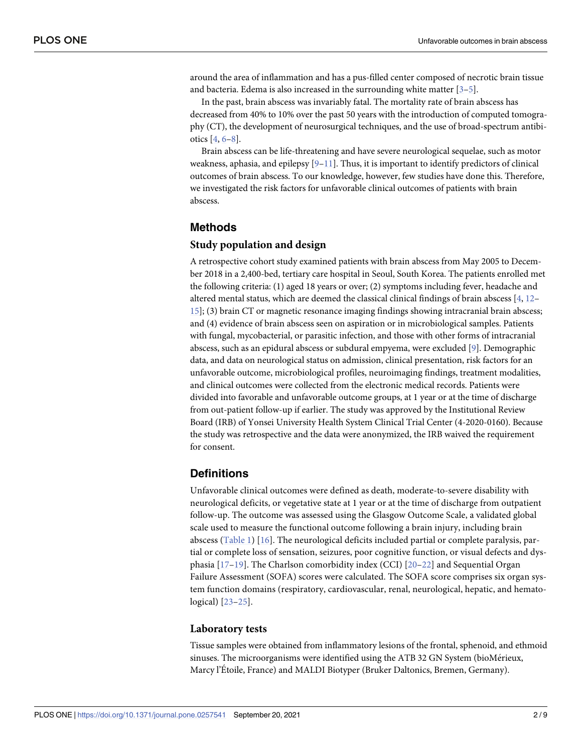around the area of inflammation and has a pus-filled center composed of necrotic brain tissue and bacteria. Edema is also increased in the surrounding white matter [3–5].

In the past, brain abscess was invariably fatal. The mortality rate of brain abscess has decreased from 40% to 10% over the past 50 years with the introduction of computed tomography (CT), the development of neurosurgical techniques, and the use of broad-spectrum antibiotics [4, 6–8].

Brain abscess can be life-threatening and have severe neurological sequelae, such as motor weakness, aphasia, and epilepsy [9–11]. Thus, it is important to identify predictors of clinical outcomes of brain abscess. To our knowledge, however, few studies have done this. Therefore, we investigated the risk factors for unfavorable clinical outcomes of patients with brain abscess.

## Methods

### Study population and design

A retrospective cohort study examined patients with brain abscess from May 2005 to December 2018 in a 2,400-bed, tertiary care hospital in Seoul, South Korea. The patients enrolled met the following criteria: (1) aged 18 years or over; (2) symptoms including fever, headache and altered mental status, which are deemed the classical clinical findings of brain abscess [4, 12–15]; (3) brain CT or magnetic resonance imaging findings showing intracranial brain abscess; and (4) evidence of brain abscess seen on aspiration or in microbiological samples. Patients with fungal, mycobacterial, or parasitic infection, and those with other forms of intracranial abscess, such as an epidural abscess or subdural empyema, were excluded [9]. Demographic data, and data on neurological status on admission, clinical presentation, risk factors for an unfavorable outcome, microbiological profiles, neuroimaging findings, treatment modalities, and clinical outcomes were collected from the electronic medical records. Patients were divided into favorable and unfavorable outcome groups, at 1 year or at the time of discharge from out-patient follow-up if earlier. The study was approved by the Institutional Review Board (IRB) of Yonsei University Health System Clinical Trial Center (4-2020-0160). Because the study was retrospective and the data were anonymized, the IRB waived the requirement for consent.

## Definitions

Unfavorable clinical outcomes were defined as death, moderate-to-severe disability with neurological deficits, or vegetative state at 1 year or at the time of discharge from outpatient follow-up. The outcome was assessed using the Glasgow Outcome Scale, a validated global scale used to measure the functional outcome following a brain injury, including brain abscess (Table 1) [16]. The neurological deficits included partial or complete paralysis, partial or complete loss of sensation, seizures, poor cognitive function, or visual defects and dysphasia [17–19]. The Charlson comorbidity index (CCI) [20–22] and Sequential Organ Failure Assessment (SOFA) scores were calculated. The SOFA score comprises six organ system function domains (respiratory, cardiovascular, renal, neurological, hepatic, and hematological) [23–25].

### Laboratory tests

Tissue samples were obtained from inflammatory lesions of the frontal, sphenoid, and ethmoid sinuses. The microorganisms were identified using the ATB 32 GN System (bioMérieux, Marcy l'Étoile, France) and MALDI Biotyper (Bruker Daltonics, Bremen, Germany).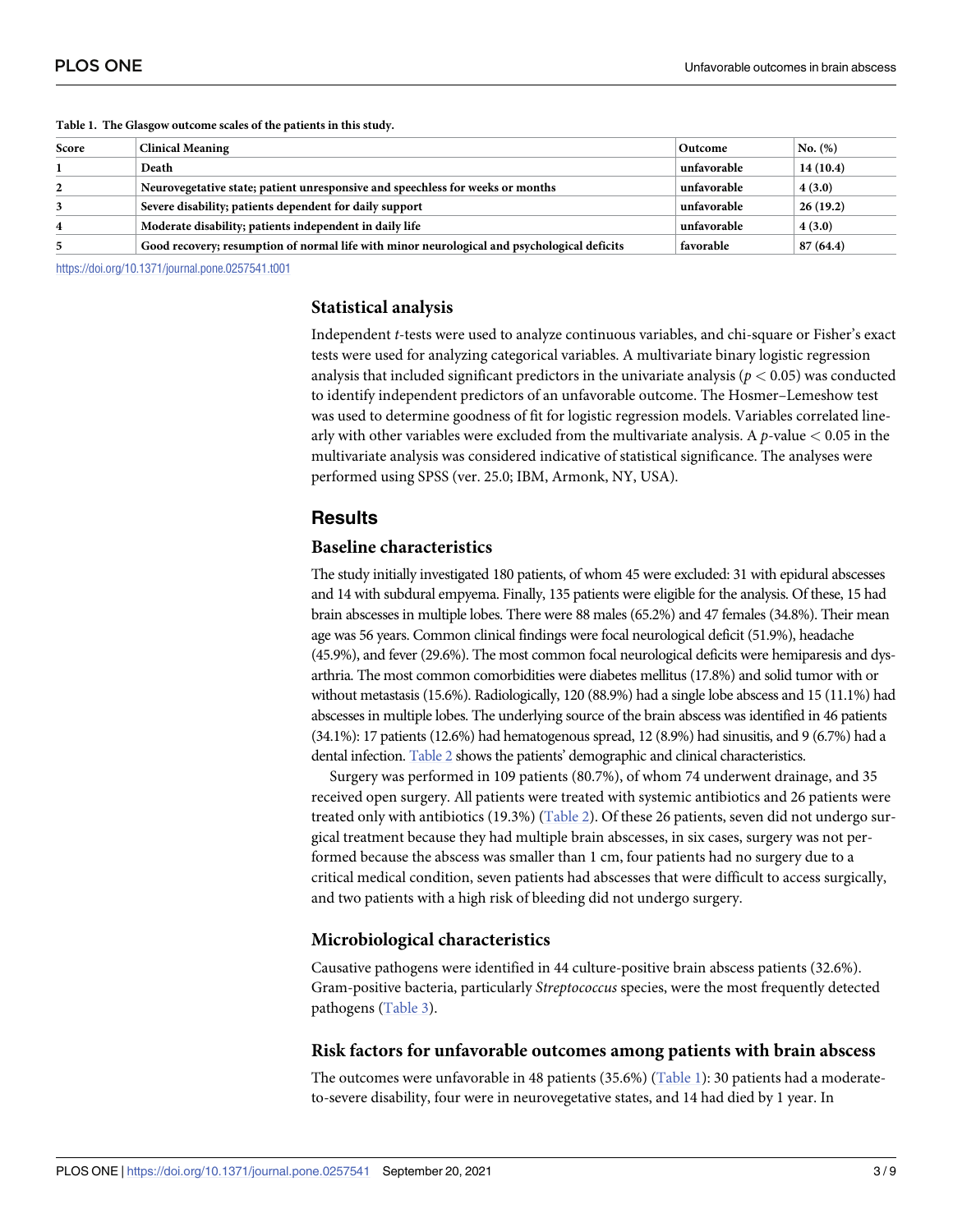**Table 1. The Glasgow outcome scales of the patients in this study.**

| Score | Clinical Meaning | Outcome | No. (%) |
| --- | --- | --- | --- |
| 1 | Death | unfavorable | 14 (10.4) |
| 2 | Neurovegetative state; patient unresponsive and speechless for weeks or months | unfavorable | 4 (3.0) |
| 3 | Severe disability; patients dependent for daily support | unfavorable | 26 (19.2) |
| 4 | Moderate disability; patients independent in daily life | unfavorable | 4 (3.0) |
| 5 | Good recovery; resumption of normal life with minor neurological and psychological deficits | favorable | 87 (64.4) |

https://doi.org/10.1371/journal.pone.0257541.t001

### Statistical analysis

Independent *t*-tests were used to analyze continuous variables, and chi-square or Fisher's exact tests were used for analyzing categorical variables. A multivariate binary logistic regression analysis that included significant predictors in the univariate analysis ($p < 0.05$) was conducted to identify independent predictors of an unfavorable outcome. The Hosmer–Lemeshow test was used to determine goodness of fit for logistic regression models. Variables correlated linearly with other variables were excluded from the multivariate analysis. A *p*-value $< 0.05$ in the multivariate analysis was considered indicative of statistical significance. The analyses were performed using SPSS (ver. 25.0; IBM, Armonk, NY, USA).

## Results

### Baseline characteristics

The study initially investigated 180 patients, of whom 45 were excluded: 31 with epidural abscesses and 14 with subdural empyema. Finally, 135 patients were eligible for the analysis. Of these, 15 had brain abscesses in multiple lobes. There were 88 males (65.2%) and 47 females (34.8%). Their mean age was 56 years. Common clinical findings were focal neurological deficit (51.9%), headache (45.9%), and fever (29.6%). The most common focal neurological deficits were hemiparesis and dysarthria. The most common comorbidities were diabetes mellitus (17.8%) and solid tumor with or without metastasis (15.6%). Radiologically, 120 (88.9%) had a single lobe abscess and 15 (11.1%) had abscesses in multiple lobes. The underlying source of the brain abscess was identified in 46 patients (34.1%): 17 patients (12.6%) had hematogenous spread, 12 (8.9%) had sinusitis, and 9 (6.7%) had a dental infection. Table 2 shows the patients' demographic and clinical characteristics.

Surgery was performed in 109 patients (80.7%), of whom 74 underwent drainage, and 35 received open surgery. All patients were treated with systemic antibiotics and 26 patients were treated only with antibiotics (19.3%) (Table 2). Of these 26 patients, seven did not undergo surgical treatment because they had multiple brain abscesses, in six cases, surgery was not performed because the abscess was smaller than 1 cm, four patients had no surgery due to a critical medical condition, seven patients had abscesses that were difficult to access surgically, and two patients with a high risk of bleeding did not undergo surgery.

### Microbiological characteristics

Causative pathogens were identified in 44 culture-positive brain abscess patients (32.6%). Gram-positive bacteria, particularly *Streptococcus* species, were the most frequently detected pathogens (Table 3).

### Risk factors for unfavorable outcomes among patients with brain abscess

The outcomes were unfavorable in 48 patients (35.6%) (Table 1): 30 patients had a moderate-to-severe disability, four were in neurovegetative states, and 14 had died by 1 year. In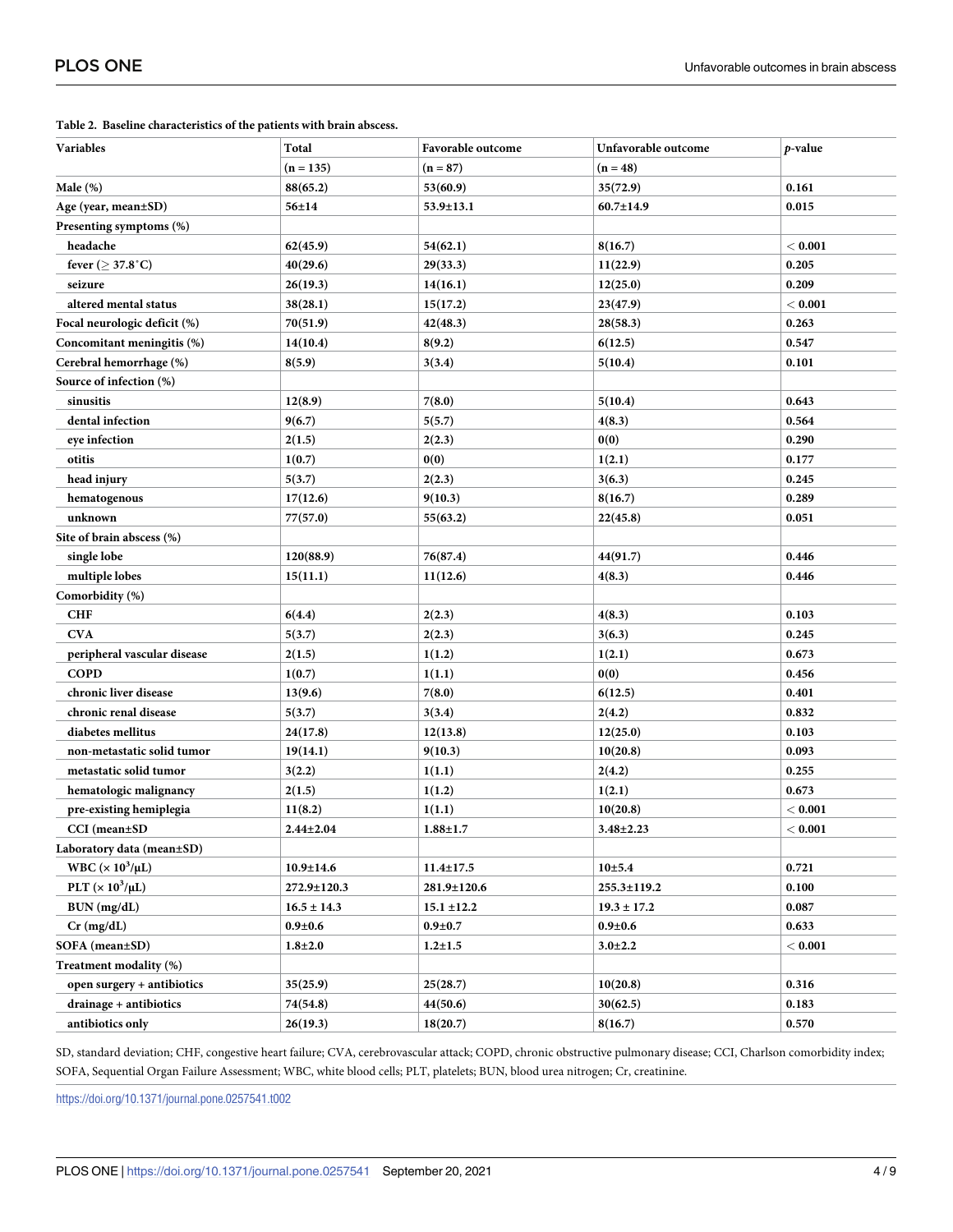**Table 2. Baseline characteristics of the patients with brain abscess.**

| Variables | Total | Favorable outcome | Unfavorable outcome | *p*-value |
|---|---|---|---|---|
| | (n = 135) | (n = 87) | (n = 48) | |
| Male (%) | 88(65.2) | 53(60.9) | 35(72.9) | 0.161 |
| Age (year, mean±SD) | 56±14 | 53.9±13.1 | 60.7±14.9 | 0.015 |
| Presenting symptoms (%) | | | | |
| headache | 62(45.9) | 54(62.1) | 8(16.7) | < 0.001 |
| fever (≥ 37.8˚C) | 40(29.6) | 29(33.3) | 11(22.9) | 0.205 |
| seizure | 26(19.3) | 14(16.1) | 12(25.0) | 0.209 |
| altered mental status | 38(28.1) | 15(17.2) | 23(47.9) | < 0.001 |
| Focal neurologic deficit (%) | 70(51.9) | 42(48.3) | 28(58.3) | 0.263 |
| Concomitant meningitis (%) | 14(10.4) | 8(9.2) | 6(12.5) | 0.547 |
| Cerebral hemorrhage (%) | 8(5.9) | 3(3.4) | 5(10.4) | 0.101 |
| Source of infection (%) | | | | |
| sinusitis | 12(8.9) | 7(8.0) | 5(10.4) | 0.643 |
| dental infection | 9(6.7) | 5(5.7) | 4(8.3) | 0.564 |
| eye infection | 2(1.5) | 2(2.3) | 0(0) | 0.290 |
| otitis | 1(0.7) | 0(0) | 1(2.1) | 0.177 |
| head injury | 5(3.7) | 2(2.3) | 3(6.3) | 0.245 |
| hematogenous | 17(12.6) | 9(10.3) | 8(16.7) | 0.289 |
| unknown | 77(57.0) | 55(63.2) | 22(45.8) | 0.051 |
| Site of brain abscess (%) | | | | |
| single lobe | 120(88.9) | 76(87.4) | 44(91.7) | 0.446 |
| multiple lobes | 15(11.1) | 11(12.6) | 4(8.3) | 0.446 |
| Comorbidity (%) | | | | |
| CHF | 6(4.4) | 2(2.3) | 4(8.3) | 0.103 |
| CVA | 5(3.7) | 2(2.3) | 3(6.3) | 0.245 |
| peripheral vascular disease | 2(1.5) | 1(1.2) | 1(2.1) | 0.673 |
| COPD | 1(0.7) | 1(1.1) | 0(0) | 0.456 |
| chronic liver disease | 13(9.6) | 7(8.0) | 6(12.5) | 0.401 |
| chronic renal disease | 5(3.7) | 3(3.4) | 2(4.2) | 0.832 |
| diabetes mellitus | 24(17.8) | 12(13.8) | 12(25.0) | 0.103 |
| non-metastatic solid tumor | 19(14.1) | 9(10.3) | 10(20.8) | 0.093 |
| metastatic solid tumor | 3(2.2) | 1(1.1) | 2(4.2) | 0.255 |
| hematologic malignancy | 2(1.5) | 1(1.2) | 1(2.1) | 0.673 |
| pre-existing hemiplegia | 11(8.2) | 1(1.1) | 10(20.8) | < 0.001 |
| CCI (mean±SD | 2.44±2.04 | 1.88±1.7 | 3.48±2.23 | < 0.001 |
| Laboratory data (mean±SD) | | | | |
| WBC ($\times 10^3/\mu L$) | 10.9±14.6 | 11.4±17.5 | 10±5.4 | 0.721 |
| PLT ($\times 10^3/\mu L$) | 272.9±120.3 | 281.9±120.6 | 255.3±119.2 | 0.100 |
| BUN (mg/dL) | 16.5 ± 14.3 | 15.1 ±12.2 | 19.3 ± 17.2 | 0.087 |
| Cr (mg/dL) | 0.9±0.6 | 0.9±0.7 | 0.9±0.6 | 0.633 |
| SOFA (mean±SD) | 1.8±2.0 | 1.2±1.5 | 3.0±2.2 | < 0.001 |
| Treatment modality (%) | | | | |
| open surgery + antibiotics | 35(25.9) | 25(28.7) | 10(20.8) | 0.316 |
| drainage + antibiotics | 74(54.8) | 44(50.6) | 30(62.5) | 0.183 |
| antibiotics only | 26(19.3) | 18(20.7) | 8(16.7) | 0.570 |

SD, standard deviation; CHF, congestive heart failure; CVA, cerebrovascular attack; COPD, chronic obstructive pulmonary disease; CCI, Charlson comorbidity index; SOFA, Sequential Organ Failure Assessment; WBC, white blood cells; PLT, platelets; BUN, blood urea nitrogen; Cr, creatinine.

https://doi.org/10.1371/journal.pone.0257541.t002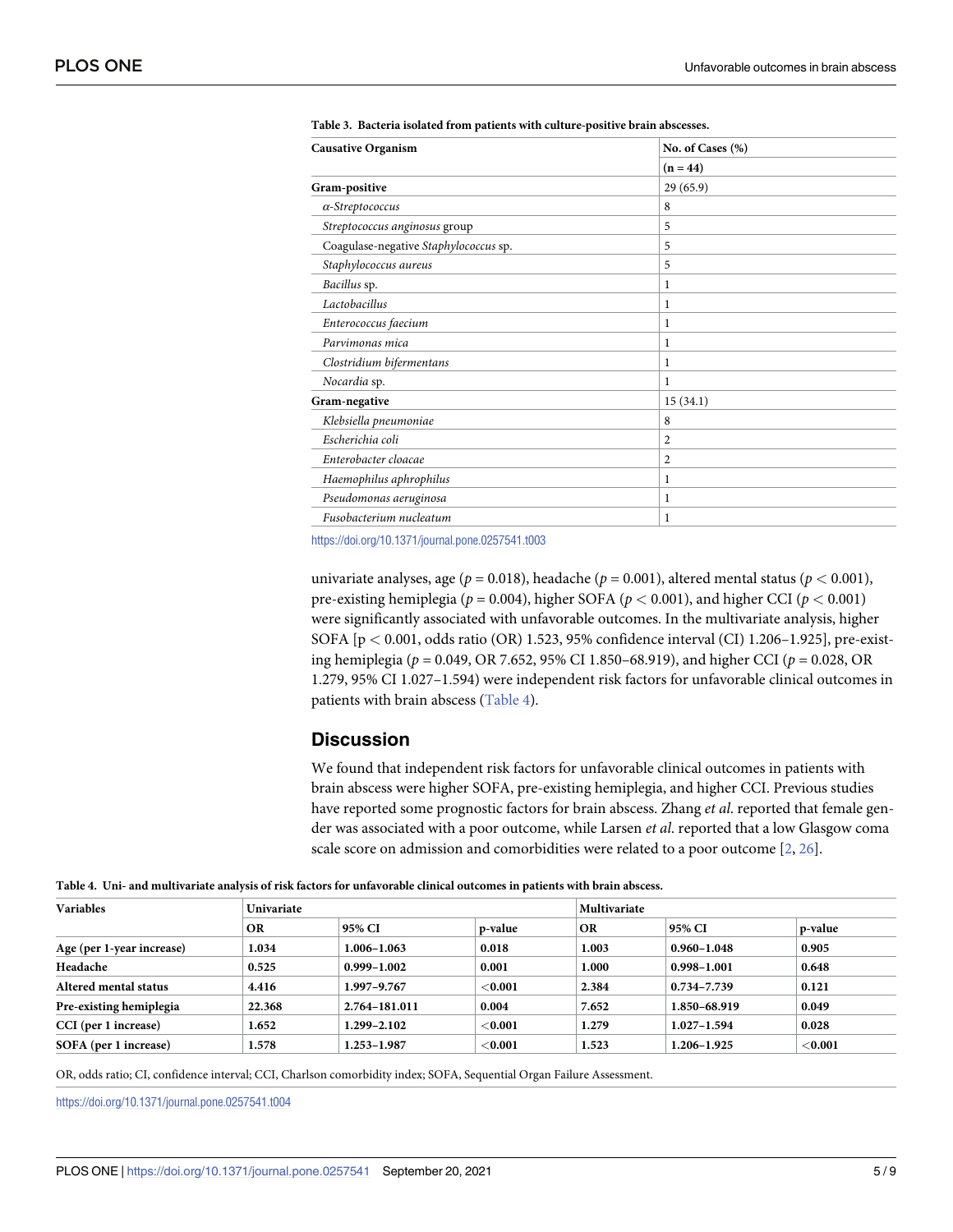**Table 3. Bacteria isolated from patients with culture-positive brain abscesses.**

| Causative Organism | No. of Cases (%) |
|---|---|
| | (n = 44) |
| **Gram-positive** | 29 (65.9) |
| *α-Streptococcus* | 8 |
| *Streptococcus anginosus* group | 5 |
| Coagulase-negative *Staphylococcus* sp. | 5 |
| *Staphylococcus aureus* | 5 |
| *Bacillus* sp. | 1 |
| *Lactobacillus* | 1 |
| *Enterococcus faecium* | 1 |
| *Parvimonas mica* | 1 |
| *Clostridium bifermentans* | 1 |
| *Nocardia* sp. | 1 |
| **Gram-negative** | 15 (34.1) |
| *Klebsiella pneumoniae* | 8 |
| *Escherichia coli* | 2 |
| *Enterobacter cloacae* | 2 |
| *Haemophilus aphrophilus* | 1 |
| *Pseudomonas aeruginosa* | 1 |
| *Fusobacterium nucleatum* | 1 |

https://doi.org/10.1371/journal.pone.0257541.t003

univariate analyses, age ($p = 0.018$), headache ($p = 0.001$), altered mental status ($p < 0.001$), pre-existing hemiplegia ($p = 0.004$), higher SOFA ($p < 0.001$), and higher CCI ($p < 0.001$) were significantly associated with unfavorable outcomes. In the multivariate analysis, higher SOFA [$p < 0.001$, odds ratio (OR) 1.523, 95% confidence interval (CI) 1.206–1.925], pre-existing hemiplegia ($p = 0.049$, OR 7.652, 95% CI 1.850–68.919), and higher CCI ($p = 0.028$, OR 1.279, 95% CI 1.027–1.594) were independent risk factors for unfavorable clinical outcomes in patients with brain abscess (Table 4).

## Discussion

We found that independent risk factors for unfavorable clinical outcomes in patients with brain abscess were higher SOFA, pre-existing hemiplegia, and higher CCI. Previous studies have reported some prognostic factors for brain abscess. Zhang *et al*. reported that female gender was associated with a poor outcome, while Larsen *et al*. reported that a low Glasgow coma scale score on admission and comorbidities were related to a poor outcome [2, 26].

**Table 4. Uni- and multivariate analysis of risk factors for unfavorable clinical outcomes in patients with brain abscess.**

| Variables | Univariate | | | Multivariate | | |
|---|---|---|---|---|---|---|
| | OR | 95% CI | p-value | OR | 95% CI | p-value |
| **Age (per 1-year increase)** | 1.034 | 1.006–1.063 | 0.018 | 1.003 | 0.960–1.048 | 0.905 |
| **Headache** | 0.525 | 0.999–1.002 | 0.001 | 1.000 | 0.998–1.001 | 0.648 |
| **Altered mental status** | 4.416 | 1.997–9.767 | <0.001 | 2.384 | 0.734–7.739 | 0.121 |
| **Pre-existing hemiplegia** | 22.368 | 2.764–181.011 | 0.004 | 7.652 | 1.850–68.919 | 0.049 |
| **CCI (per 1 increase)** | 1.652 | 1.299–2.102 | <0.001 | 1.279 | 1.027–1.594 | 0.028 |
| **SOFA (per 1 increase)** | 1.578 | 1.253–1.987 | <0.001 | 1.523 | 1.206–1.925 | <0.001 |

OR, odds ratio; CI, confidence interval; CCI, Charlson comorbidity index; SOFA, Sequential Organ Failure Assessment.

https://doi.org/10.1371/journal.pone.0257541.t004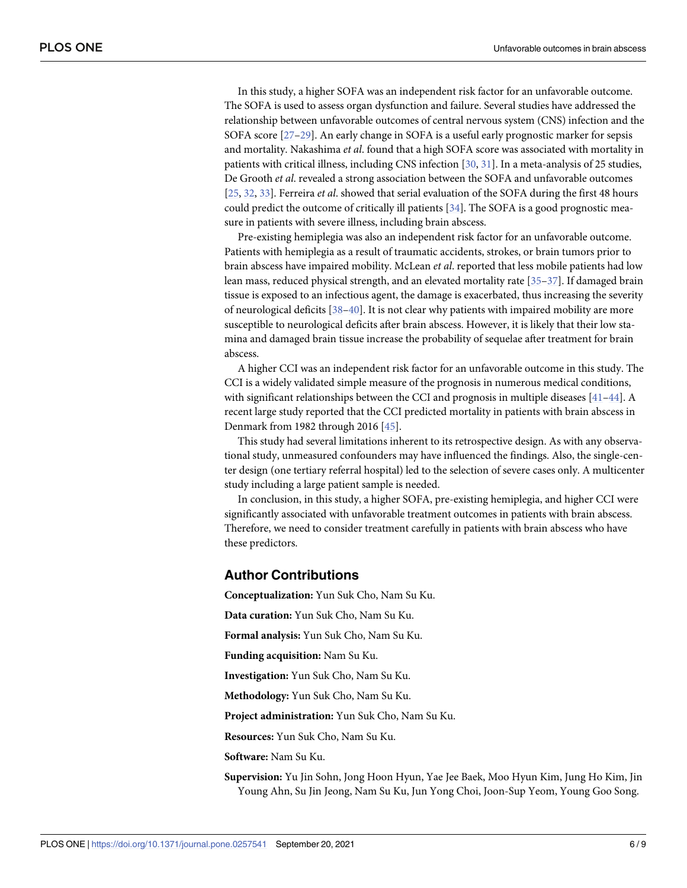In this study, a higher SOFA was an independent risk factor for an unfavorable outcome. The SOFA is used to assess organ dysfunction and failure. Several studies have addressed the relationship between unfavorable outcomes of central nervous system (CNS) infection and the SOFA score [27–29]. An early change in SOFA is a useful early prognostic marker for sepsis and mortality. Nakashima *et al*. found that a high SOFA score was associated with mortality in patients with critical illness, including CNS infection [30, 31]. In a meta-analysis of 25 studies, De Grooth *et al*. revealed a strong association between the SOFA and unfavorable outcomes [25, 32, 33]. Ferreira *et al*. showed that serial evaluation of the SOFA during the first 48 hours could predict the outcome of critically ill patients [34]. The SOFA is a good prognostic measure in patients with severe illness, including brain abscess.

Pre-existing hemiplegia was also an independent risk factor for an unfavorable outcome. Patients with hemiplegia as a result of traumatic accidents, strokes, or brain tumors prior to brain abscess have impaired mobility. McLean *et al*. reported that less mobile patients had low lean mass, reduced physical strength, and an elevated mortality rate [35–37]. If damaged brain tissue is exposed to an infectious agent, the damage is exacerbated, thus increasing the severity of neurological deficits [38–40]. It is not clear why patients with impaired mobility are more susceptible to neurological deficits after brain abscess. However, it is likely that their low stamina and damaged brain tissue increase the probability of sequelae after treatment for brain abscess.

A higher CCI was an independent risk factor for an unfavorable outcome in this study. The CCI is a widely validated simple measure of the prognosis in numerous medical conditions, with significant relationships between the CCI and prognosis in multiple diseases [41–44]. A recent large study reported that the CCI predicted mortality in patients with brain abscess in Denmark from 1982 through 2016 [45].

This study had several limitations inherent to its retrospective design. As with any observational study, unmeasured confounders may have influenced the findings. Also, the single-center design (one tertiary referral hospital) led to the selection of severe cases only. A multicenter study including a large patient sample is needed.

In conclusion, in this study, a higher SOFA, pre-existing hemiplegia, and higher CCI were significantly associated with unfavorable treatment outcomes in patients with brain abscess. Therefore, we need to consider treatment carefully in patients with brain abscess who have these predictors.

## Author Contributions

**Conceptualization:** Yun Suk Cho, Nam Su Ku.

**Data curation:** Yun Suk Cho, Nam Su Ku.

**Formal analysis:** Yun Suk Cho, Nam Su Ku.

**Funding acquisition:** Nam Su Ku.

**Investigation:** Yun Suk Cho, Nam Su Ku.

**Methodology:** Yun Suk Cho, Nam Su Ku.

**Project administration:** Yun Suk Cho, Nam Su Ku.

**Resources:** Yun Suk Cho, Nam Su Ku.

**Software:** Nam Su Ku.

**Supervision:** Yu Jin Sohn, Jong Hoon Hyun, Yae Jee Baek, Moo Hyun Kim, Jung Ho Kim, Jin Young Ahn, Su Jin Jeong, Nam Su Ku, Jun Yong Choi, Joon-Sup Yeom, Young Goo Song.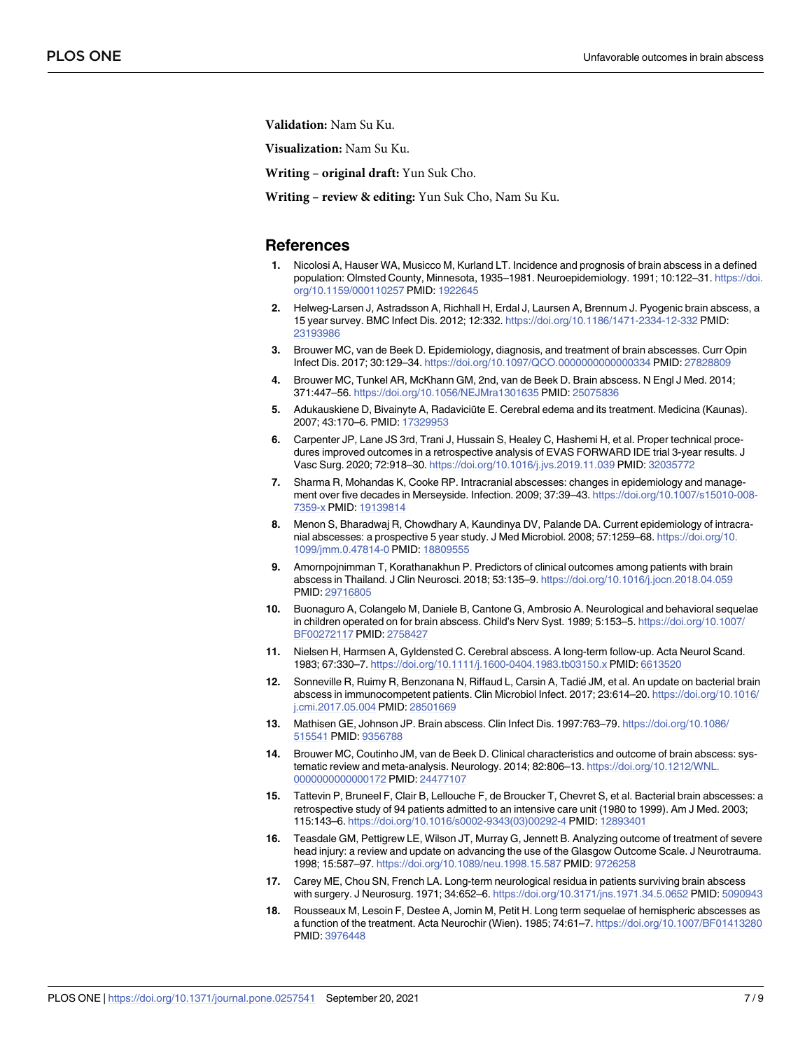**Validation:** Nam Su Ku.

**Visualization:** Nam Su Ku.

**Writing – original draft:** Yun Suk Cho.

**Writing – review & editing:** Yun Suk Cho, Nam Su Ku.

## References

1. Nicolosi A, Hauser WA, Musicco M, Kurland LT. Incidence and prognosis of brain abscess in a defined population: Olmsted County, Minnesota, 1935–1981. Neuroepidemiology. 1991; 10:122–31. https://doi.org/10.1159/000110257 PMID: 1922645
2. Helweg-Larsen J, Astradsson A, Richhall H, Erdal J, Laursen A, Brennum J. Pyogenic brain abscess, a 15 year survey. BMC Infect Dis. 2012; 12:332. https://doi.org/10.1186/1471-2334-12-332 PMID: 23193986
3. Brouwer MC, van de Beek D. Epidemiology, diagnosis, and treatment of brain abscesses. Curr Opin Infect Dis. 2017; 30:129–34. https://doi.org/10.1097/QCO.0000000000000334 PMID: 27828809
4. Brouwer MC, Tunkel AR, McKhann GM, 2nd, van de Beek D. Brain abscess. N Engl J Med. 2014; 371:447–56. https://doi.org/10.1056/NEJMra1301635 PMID: 25075836
5. Adukauskiene D, Bivainyte A, Radaviciūte E. Cerebral edema and its treatment. Medicina (Kaunas). 2007; 43:170–6. PMID: 17329953
6. Carpenter JP, Lane JS 3rd, Trani J, Hussain S, Healey C, Hashemi H, et al. Proper technical procedures improved outcomes in a retrospective analysis of EVAS FORWARD IDE trial 3-year results. J Vasc Surg. 2020; 72:918–30. https://doi.org/10.1016/j.jvs.2019.11.039 PMID: 32035772
7. Sharma R, Mohandas K, Cooke RP. Intracranial abscesses: changes in epidemiology and management over five decades in Merseyside. Infection. 2009; 37:39–43. https://doi.org/10.1007/s15010-008-7359-x PMID: 19139814
8. Menon S, Bharadwaj R, Chowdhary A, Kaundinya DV, Palande DA. Current epidemiology of intracranial abscesses: a prospective 5 year study. J Med Microbiol. 2008; 57:1259–68. https://doi.org/10.1099/jmm.0.47814-0 PMID: 18809555
9. Amornpojnimman T, Korathanakhun P. Predictors of clinical outcomes among patients with brain abscess in Thailand. J Clin Neurosci. 2018; 53:135–9. https://doi.org/10.1016/j.jocn.2018.04.059 PMID: 29716805
10. Buonaguro A, Colangelo M, Daniele B, Cantone G, Ambrosio A. Neurological and behavioral sequelae in children operated on for brain abscess. Child's Nerv Syst. 1989; 5:153–5. https://doi.org/10.1007/BF00272117 PMID: 2758427
11. Nielsen H, Harmsen A, Gyldensted C. Cerebral abscess. A long-term follow-up. Acta Neurol Scand. 1983; 67:330–7. https://doi.org/10.1111/j.1600-0404.1983.tb03150.x PMID: 6613520
12. Sonneville R, Ruimy R, Benzonana N, Riffaud L, Carsin A, Tadié JM, et al. An update on bacterial brain abscess in immunocompetent patients. Clin Microbiol Infect. 2017; 23:614–20. https://doi.org/10.1016/j.cmi.2017.05.004 PMID: 28501669
13. Mathisen GE, Johnson JP. Brain abscess. Clin Infect Dis. 1997:763–79. https://doi.org/10.1086/515541 PMID: 9356788
14. Brouwer MC, Coutinho JM, van de Beek D. Clinical characteristics and outcome of brain abscess: systematic review and meta-analysis. Neurology. 2014; 82:806–13. https://doi.org/10.1212/WNL.0000000000000172 PMID: 24477107
15. Tattevin P, Bruneel F, Clair B, Lellouche F, de Broucker T, Chevret S, et al. Bacterial brain abscesses: a retrospective study of 94 patients admitted to an intensive care unit (1980 to 1999). Am J Med. 2003; 115:143–6. https://doi.org/10.1016/s0002-9343(03)00292-4 PMID: 12893401
16. Teasdale GM, Pettigrew LE, Wilson JT, Murray G, Jennett B. Analyzing outcome of treatment of severe head injury: a review and update on advancing the use of the Glasgow Outcome Scale. J Neurotrauma. 1998; 15:587–97. https://doi.org/10.1089/neu.1998.15.587 PMID: 9726258
17. Carey ME, Chou SN, French LA. Long-term neurological residua in patients surviving brain abscess with surgery. J Neurosurg. 1971; 34:652–6. https://doi.org/10.3171/jns.1971.34.5.0652 PMID: 5090943
18. Rousseaux M, Lesoin F, Destee A, Jomin M, Petit H. Long term sequelae of hemispheric abscesses as a function of the treatment. Acta Neurochir (Wien). 1985; 74:61–7. https://doi.org/10.1007/BF01413280 PMID: 3976448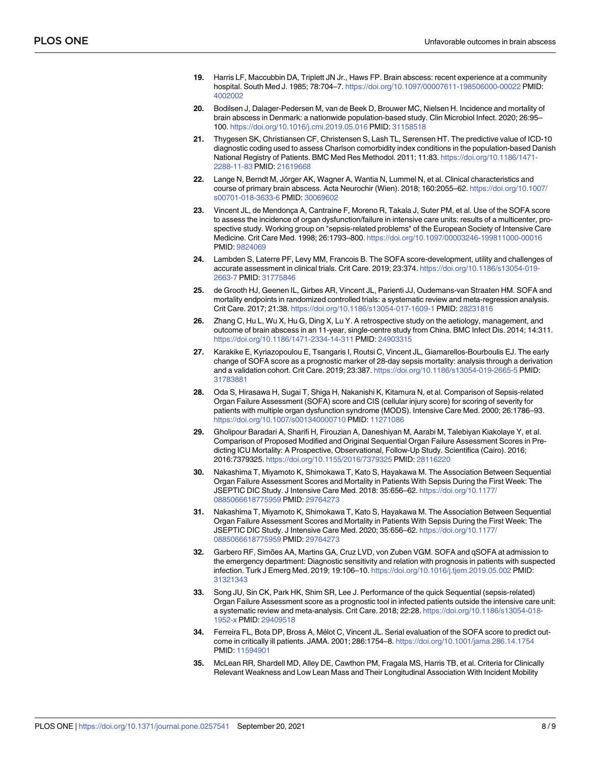19. Harris LF, Maccubbin DA, Triplett JN Jr., Haws FP. Brain abscess: recent experience at a community hospital. South Med J. 1985; 78:704–7. https://doi.org/10.1097/00007611-198506000-00022 PMID: 4002002

20. Bodilsen J, Dalager-Pedersen M, van de Beek D, Brouwer MC, Nielsen H. Incidence and mortality of brain abscess in Denmark: a nationwide population-based study. Clin Microbiol Infect. 2020; 26:95–100. https://doi.org/10.1016/j.cmi.2019.05.016 PMID: 31158518

21. Thygesen SK, Christiansen CF, Christensen S, Lash TL, Sørensen HT. The predictive value of ICD-10 diagnostic coding used to assess Charlson comorbidity index conditions in the population-based Danish National Registry of Patients. BMC Med Res Methodol. 2011; 11:83. https://doi.org/10.1186/1471-2288-11-83 PMID: 21619668

22. Lange N, Berndt M, Jörger AK, Wagner A, Wantia N, Lummel N, et al. Clinical characteristics and course of primary brain abscess. Acta Neurochir (Wien). 2018; 160:2055–62. https://doi.org/10.1007/s00701-018-3633-6 PMID: 30069602

23. Vincent JL, de Mendonça A, Cantraine F, Moreno R, Takala J, Suter PM, et al. Use of the SOFA score to assess the incidence of organ dysfunction/failure in intensive care units: results of a multicenter, prospective study. Working group on "sepsis-related problems" of the European Society of Intensive Care Medicine. Crit Care Med. 1998; 26:1793–800. https://doi.org/10.1097/00003246-199811000-00016 PMID: 9824069

24. Lambden S, Laterre PF, Levy MM, Francois B. The SOFA score-development, utility and challenges of accurate assessment in clinical trials. Crit Care. 2019; 23:374. https://doi.org/10.1186/s13054-019-2663-7 PMID: 31775846

25. de Grooth HJ, Geenen IL, Girbes AR, Vincent JL, Parienti JJ, Oudemans-van Straaten HM. SOFA and mortality endpoints in randomized controlled trials: a systematic review and meta-regression analysis. Crit Care. 2017; 21:38. https://doi.org/10.1186/s13054-017-1609-1 PMID: 28231816

26. Zhang C, Hu L, Wu X, Hu G, Ding X, Lu Y. A retrospective study on the aetiology, management, and outcome of brain abscess in an 11-year, single-centre study from China. BMC Infect Dis. 2014; 14:311. https://doi.org/10.1186/1471-2334-14-311 PMID: 24903315

27. Karakike E, Kyriazopoulou E, Tsangaris I, Routsi C, Vincent JL, Giamarellos-Bourboulis EJ. The early change of SOFA score as a prognostic marker of 28-day sepsis mortality: analysis through a derivation and a validation cohort. Crit Care. 2019; 23:387. https://doi.org/10.1186/s13054-019-2665-5 PMID: 31783881

28. Oda S, Hirasawa H, Sugai T, Shiga H, Nakanishi K, Kitamura N, et al. Comparison of Sepsis-related Organ Failure Assessment (SOFA) score and CIS (cellular injury score) for scoring of severity for patients with multiple organ dysfunction syndrome (MODS). Intensive Care Med. 2000; 26:1786–93. https://doi.org/10.1007/s001340000710 PMID: 11271086

29. Gholipour Baradari A, Sharifi H, Firouzian A, Daneshiyan M, Aarabi M, Talebiyan Kiakolaye Y, et al. Comparison of Proposed Modified and Original Sequential Organ Failure Assessment Scores in Predicting ICU Mortality: A Prospective, Observational, Follow-Up Study. Scientifica (Cairo). 2016; 2016:7379325. https://doi.org/10.1155/2016/7379325 PMID: 28116220

30. Nakashima T, Miyamoto K, Shimokawa T, Kato S, Hayakawa M. The Association Between Sequential Organ Failure Assessment Scores and Mortality in Patients With Sepsis During the First Week: The JSEPTIC DIC Study. J Intensive Care Med. 2018; 35:656–62. https://doi.org/10.1177/0885066618775959 PMID: 29764273

31. Nakashima T, Miyamoto K, Shimokawa T, Kato S, Hayakawa M. The Association Between Sequential Organ Failure Assessment Scores and Mortality in Patients With Sepsis During the First Week: The JSEPTIC DIC Study. J Intensive Care Med. 2020; 35:656–62. https://doi.org/10.1177/0885066618775959 PMID: 29764273

32. Garbero RF, Simões AA, Martins GA, Cruz LVD, von Zuben VGM. SOFA and qSOFA at admission to the emergency department: Diagnostic sensitivity and relation with prognosis in patients with suspected infection. Turk J Emerg Med. 2019; 19:106–10. https://doi.org/10.1016/j.tjem.2019.05.002 PMID: 31321343

33. Song JU, Sin CK, Park HK, Shim SR, Lee J. Performance of the quick Sequential (sepsis-related) Organ Failure Assessment score as a prognostic tool in infected patients outside the intensive care unit: a systematic review and meta-analysis. Crit Care. 2018; 22:28. https://doi.org/10.1186/s13054-018-1952-x PMID: 29409518

34. Ferreira FL, Bota DP, Bross A, Mélot C, Vincent JL. Serial evaluation of the SOFA score to predict outcome in critically ill patients. JAMA. 2001; 286:1754–8. https://doi.org/10.1001/jama.286.14.1754 PMID: 11594901

35. McLean RR, Shardell MD, Alley DE, Cawthon PM, Fragala MS, Harris TB, et al. Criteria for Clinically Relevant Weakness and Low Lean Mass and Their Longitudinal Association With Incident Mobility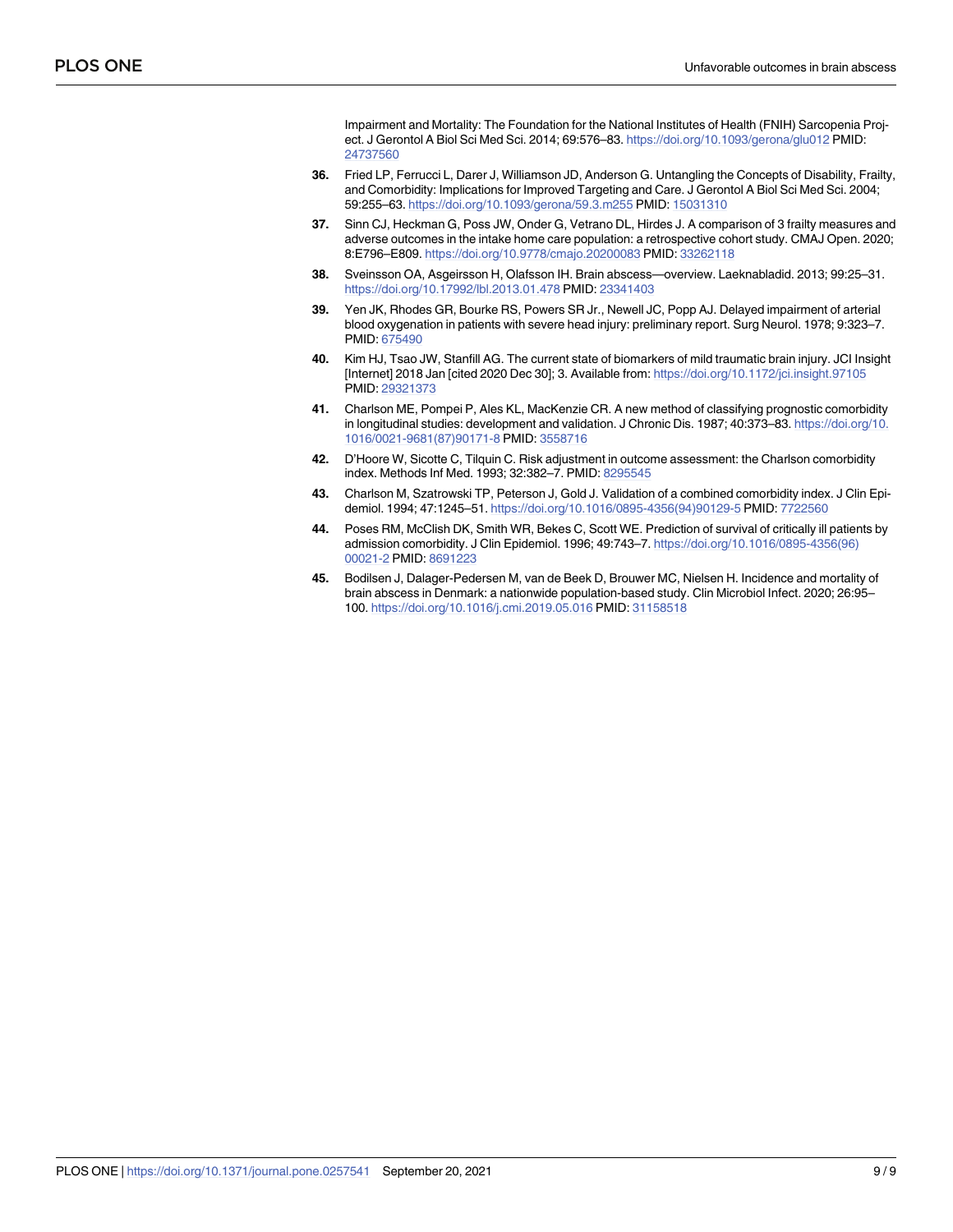Impairment and Mortality: The Foundation for the National Institutes of Health (FNIH) Sarcopenia Project. J Gerontol A Biol Sci Med Sci. 2014; 69:576–83. https://doi.org/10.1093/gerona/glu012 PMID: 24737560

36. Fried LP, Ferrucci L, Darer J, Williamson JD, Anderson G. Untangling the Concepts of Disability, Frailty, and Comorbidity: Implications for Improved Targeting and Care. J Gerontol A Biol Sci Med Sci. 2004; 59:255–63. https://doi.org/10.1093/gerona/59.3.m255 PMID: 15031310

37. Sinn CJ, Heckman G, Poss JW, Onder G, Vetrano DL, Hirdes J. A comparison of 3 frailty measures and adverse outcomes in the intake home care population: a retrospective cohort study. CMAJ Open. 2020; 8:E796–E809. https://doi.org/10.9778/cmajo.20200083 PMID: 33262118

38. Sveinsson OA, Asgeirsson H, Olafsson IH. Brain abscess—overview. Laeknabladid. 2013; 99:25–31. https://doi.org/10.17992/lbl.2013.01.478 PMID: 23341403

39. Yen JK, Rhodes GR, Bourke RS, Powers SR Jr., Newell JC, Popp AJ. Delayed impairment of arterial blood oxygenation in patients with severe head injury: preliminary report. Surg Neurol. 1978; 9:323–7. PMID: 675490

40. Kim HJ, Tsao JW, Stanfill AG. The current state of biomarkers of mild traumatic brain injury. JCI Insight [Internet] 2018 Jan [cited 2020 Dec 30]; 3. Available from: https://doi.org/10.1172/jci.insight.97105 PMID: 29321373

41. Charlson ME, Pompei P, Ales KL, MacKenzie CR. A new method of classifying prognostic comorbidity in longitudinal studies: development and validation. J Chronic Dis. 1987; 40:373–83. https://doi.org/10.1016/0021-9681(87)90171-8 PMID: 3558716

42. D'Hoore W, Sicotte C, Tilquin C. Risk adjustment in outcome assessment: the Charlson comorbidity index. Methods Inf Med. 1993; 32:382–7. PMID: 8295545

43. Charlson M, Szatrowski TP, Peterson J, Gold J. Validation of a combined comorbidity index. J Clin Epidemiol. 1994; 47:1245–51. https://doi.org/10.1016/0895-4356(94)90129-5 PMID: 7722560

44. Poses RM, McClish DK, Smith WR, Bekes C, Scott WE. Prediction of survival of critically ill patients by admission comorbidity. J Clin Epidemiol. 1996; 49:743–7. https://doi.org/10.1016/0895-4356(96)00021-2 PMID: 8691223

45. Bodilsen J, Dalager-Pedersen M, van de Beek D, Brouwer MC, Nielsen H. Incidence and mortality of brain abscess in Denmark: a nationwide population-based study. Clin Microbiol Infect. 2020; 26:95–100. https://doi.org/10.1016/j.cmi.2019.05.016 PMID: 31158518